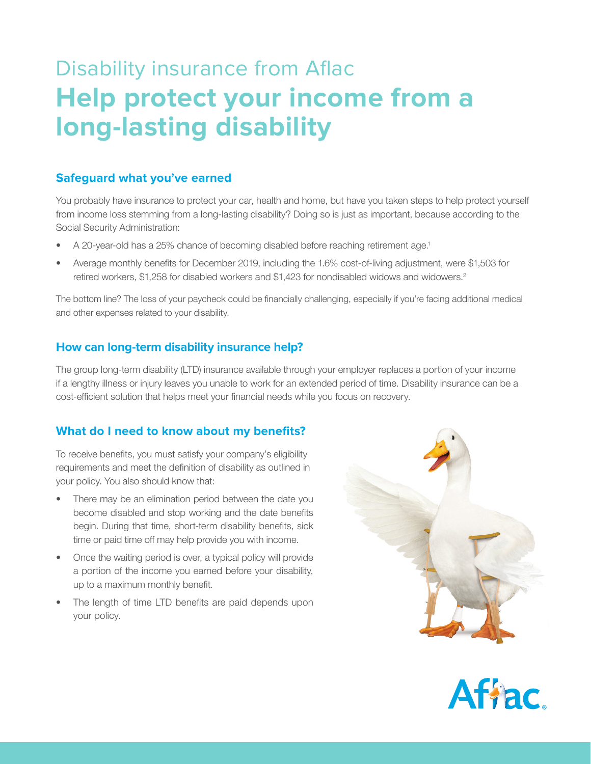Disability insurance from Aflac

# Help protect your income from a long-lasting disability

## Safeguard what you've earned

You probably have insurance to protect your car, health and home, but have you taken steps to help protect yourself from income loss stemming from a long-lasting disability? Doing so is just as important, because according to the Social Security Administration:

- A 20-year-old has a 25% chance of becoming disabled before reaching retirement age.[1]
- Average monthly benefits for December 2019, including the 1.6% cost-of-living adjustment, were $1,503 for retired workers, $1,258 for disabled workers and $1,423 for nondisabled widows and widowers.[2]

The bottom line? The loss of your paycheck could be financially challenging, especially if you're facing additional medical and other expenses related to your disability.

## How can long-term disability insurance help?

The group long-term disability (LTD) insurance available through your employer replaces a portion of your income if a lengthy illness or injury leaves you unable to work for an extended period of time. Disability insurance can be a cost-efficient solution that helps meet your financial needs while you focus on recovery.

## What do I need to know about my benefits?

To receive benefits, you must satisfy your company's eligibility requirements and meet the definition of disability as outlined in your policy. You also should know that:

- There may be an elimination period between the date you become disabled and stop working and the date benefits begin. During that time, short-term disability benefits, sick time or paid time off may help provide you with income.
- Once the waiting period is over, a typical policy will provide a portion of the income you earned before your disability, up to a maximum monthly benefit.
- The length of time LTD benefits are paid depends upon your policy.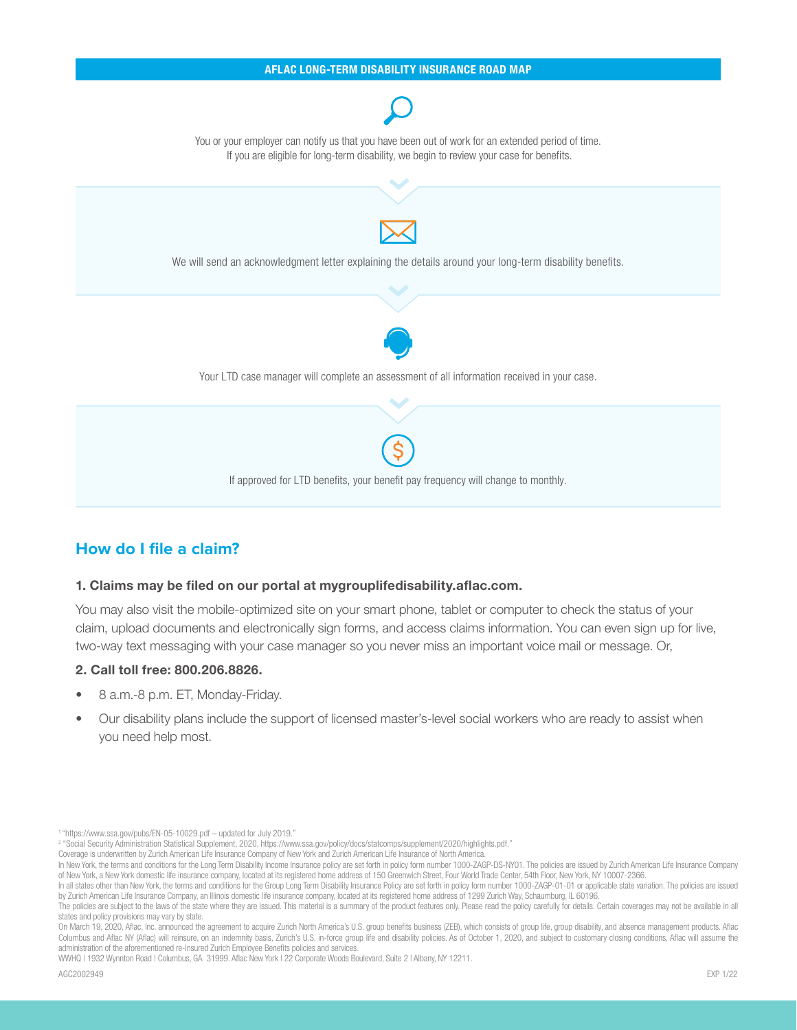## AFLAC LONG-TERM DISABILITY INSURANCE ROAD MAP

You or your employer can notify us that you have been out of work for an extended period of time. If you are eligible for long-term disability, we begin to review your case for benefits.

We will send an acknowledgment letter explaining the details around your long-term disability benefits.

Your LTD case manager will complete an assessment of all information received in your case.

If approved for LTD benefits, your benefit pay frequency will change to monthly.

## How do I file a claim?

**1. Claims may be filed on our portal at mygrouplifedisability.aflac.com.**

You may also visit the mobile-optimized site on your smart phone, tablet or computer to check the status of your claim, upload documents and electronically sign forms, and access claims information. You can even sign up for live, two-way text messaging with your case manager so you never miss an important voice mail or message. Or,

**2. Call toll free: 800.206.8826.**

- 8 a.m.-8 p.m. ET, Monday-Friday.
- Our disability plans include the support of licensed master's-level social workers who are ready to assist when you need help most.

[1] "https://www.ssa.gov/pubs/EN-05-10029.pdf – updated for July 2019."
[2] "Social Security Administration Statistical Supplement, 2020. https://www.ssa.gov/policy/docs/statcomps/supplement/2020/highlights.pdf."

Coverage is underwritten by Zurich American Life Insurance Company of New York and Zurich American Life Insurance of North America.

In New York, the terms and conditions for the Long Term Disability Income Insurance policy are set forth in policy form number 1000-ZAGP-DS-NY01. The policies are issued by Zurich American Life Insurance Company of New York, a New York domestic life insurance company, located at its registered home address of 150 Greenwich Street, Four World Trade Center, 54th Floor, New York, NY 10007-2366.

In all states other than New York, the terms and conditions for the Group Long Term Disability Insurance Policy are set forth in policy form number 1000-ZAGP-01-01 or applicable state variation. The policies are issued by Zurich American Life Insurance Company, an Illinois domestic life insurance company, located at its registered home address of 1299 Zurich Way, Schaumburg, IL 60196.

The policies are subject to the laws of the state where they are issued. This material is a summary of the product features only. Please read the policy carefully for details. Certain coverages may not be available in all states and policy provisions may vary by state.

On March 19, 2020, Aflac, Inc. announced the agreement to acquire Zurich North America's U.S. group benefits business (ZEB), which consists of group life, group disability, and absence management products. Aflac Columbus and Aflac NY (Aflac) will reinsure, on an indemnity basis, Zurich's U.S. in-force group life and disability policies. As of October 1, 2020, and subject to customary closing conditions, Aflac will assume the administration of the aforementioned re-insured Zurich Employee Benefits policies and services.

WWHQ | 1932 Wynnton Road | Columbus, GA 31999. Aflac New York | 22 Corporate Woods Boulevard, Suite 2 | Albany, NY 12211.

AGC2002949

EXP 1/22